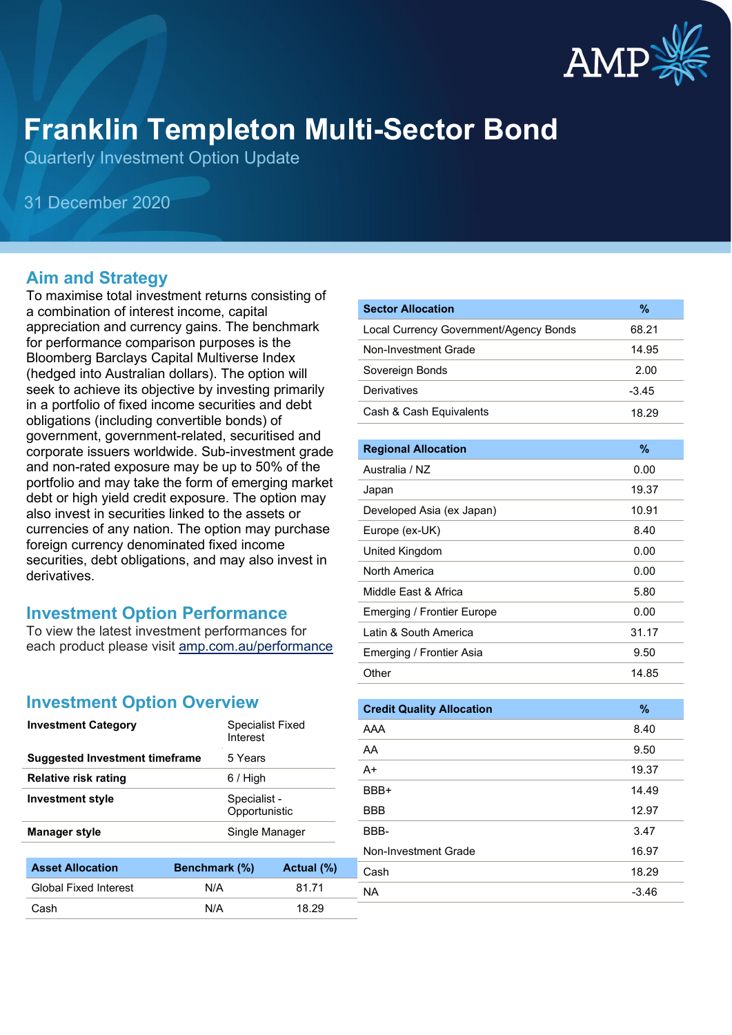# Franklin Templeton Multi-Sector Bond

Quarterly Investment Option Update

31 December 2020

## Aim and Strategy

To maximise total investment returns consisting of a combination of interest income, capital appreciation and currency gains. The benchmark for performance comparison purposes is the Bloomberg Barclays Capital Multiverse Index (hedged into Australian dollars). The option will seek to achieve its objective by investing primarily in a portfolio of fixed income securities and debt obligations (including convertible bonds) of government, government-related, securitised and corporate issuers worldwide. Sub-investment grade and non-rated exposure may be up to 50% of the portfolio and may take the form of emerging market debt or high yield credit exposure. The option may also invest in securities linked to the assets or currencies of any nation. The option may purchase foreign currency denominated fixed income securities, debt obligations, and may also invest in derivatives.

## Investment Option Performance

To view the latest investment performances for each product please visit amp.com.au/performance

## Investment Option Overview

| | |
|---|---|
| **Investment Category** | Specialist Fixed Interest |
| **Suggested Investment timeframe** | 5 Years |
| **Relative risk rating** | 6 / High |
| **Investment style** | Specialist - Opportunistic |
| **Manager style** | Single Manager |

| Asset Allocation | Benchmark (%) | Actual (%) |
|---|---|---|
| Global Fixed Interest | N/A | 81.71 |
| Cash | N/A | 18.29 |

| Sector Allocation | % |
|---|---|
| Local Currency Government/Agency Bonds | 68.21 |
| Non-Investment Grade | 14.95 |
| Sovereign Bonds | 2.00 |
| Derivatives | -3.45 |
| Cash & Cash Equivalents | 18.29 |

| Regional Allocation | % |
|---|---|
| Australia / NZ | 0.00 |
| Japan | 19.37 |
| Developed Asia (ex Japan) | 10.91 |
| Europe (ex-UK) | 8.40 |
| United Kingdom | 0.00 |
| North America | 0.00 |
| Middle East & Africa | 5.80 |
| Emerging / Frontier Europe | 0.00 |
| Latin & South America | 31.17 |
| Emerging / Frontier Asia | 9.50 |
| Other | 14.85 |

| Credit Quality Allocation | % |
|---|---|
| AAA | 8.40 |
| AA | 9.50 |
| A+ | 19.37 |
| BBB+ | 14.49 |
| BBB | 12.97 |
| BBB- | 3.47 |
| Non-Investment Grade | 16.97 |
| Cash | 18.29 |
| NA | -3.46 |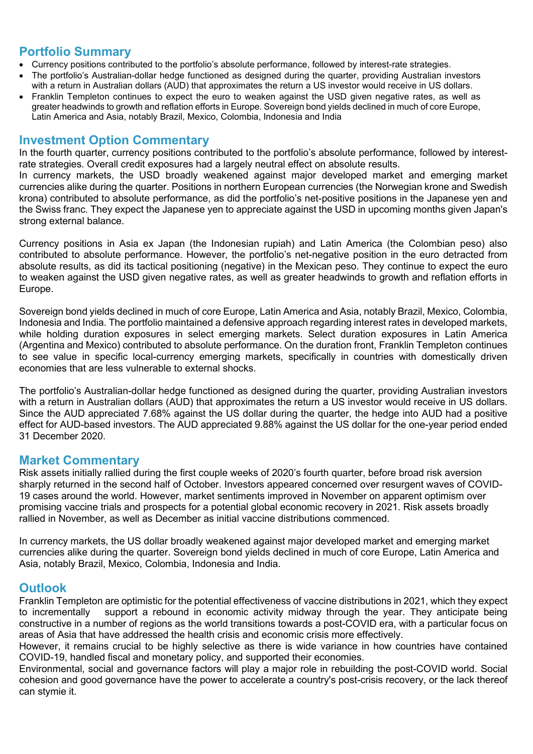## Portfolio Summary

- Currency positions contributed to the portfolio's absolute performance, followed by interest-rate strategies.
- The portfolio's Australian-dollar hedge functioned as designed during the quarter, providing Australian investors with a return in Australian dollars (AUD) that approximates the return a US investor would receive in US dollars.
- Franklin Templeton continues to expect the euro to weaken against the USD given negative rates, as well as greater headwinds to growth and reflation efforts in Europe. Sovereign bond yields declined in much of core Europe, Latin America and Asia, notably Brazil, Mexico, Colombia, Indonesia and India

## Investment Option Commentary

In the fourth quarter, currency positions contributed to the portfolio's absolute performance, followed by interest-rate strategies. Overall credit exposures had a largely neutral effect on absolute results.
In currency markets, the USD broadly weakened against major developed market and emerging market currencies alike during the quarter. Positions in northern European currencies (the Norwegian krone and Swedish krona) contributed to absolute performance, as did the portfolio's net-positive positions in the Japanese yen and the Swiss franc. They expect the Japanese yen to appreciate against the USD in upcoming months given Japan's strong external balance.

Currency positions in Asia ex Japan (the Indonesian rupiah) and Latin America (the Colombian peso) also contributed to absolute performance. However, the portfolio's net-negative position in the euro detracted from absolute results, as did its tactical positioning (negative) in the Mexican peso. They continue to expect the euro to weaken against the USD given negative rates, as well as greater headwinds to growth and reflation efforts in Europe.

Sovereign bond yields declined in much of core Europe, Latin America and Asia, notably Brazil, Mexico, Colombia, Indonesia and India. The portfolio maintained a defensive approach regarding interest rates in developed markets, while holding duration exposures in select emerging markets. Select duration exposures in Latin America (Argentina and Mexico) contributed to absolute performance. On the duration front, Franklin Templeton continues to see value in specific local-currency emerging markets, specifically in countries with domestically driven economies that are less vulnerable to external shocks.

The portfolio's Australian-dollar hedge functioned as designed during the quarter, providing Australian investors with a return in Australian dollars (AUD) that approximates the return a US investor would receive in US dollars. Since the AUD appreciated 7.68% against the US dollar during the quarter, the hedge into AUD had a positive effect for AUD-based investors. The AUD appreciated 9.88% against the US dollar for the one-year period ended 31 December 2020.

## Market Commentary

Risk assets initially rallied during the first couple weeks of 2020's fourth quarter, before broad risk aversion sharply returned in the second half of October. Investors appeared concerned over resurgent waves of COVID-19 cases around the world. However, market sentiments improved in November on apparent optimism over promising vaccine trials and prospects for a potential global economic recovery in 2021. Risk assets broadly rallied in November, as well as December as initial vaccine distributions commenced.

In currency markets, the US dollar broadly weakened against major developed market and emerging market currencies alike during the quarter. Sovereign bond yields declined in much of core Europe, Latin America and Asia, notably Brazil, Mexico, Colombia, Indonesia and India.

## Outlook

Franklin Templeton are optimistic for the potential effectiveness of vaccine distributions in 2021, which they expect to incrementally support a rebound in economic activity midway through the year. They anticipate being constructive in a number of regions as the world transitions towards a post-COVID era, with a particular focus on areas of Asia that have addressed the health crisis and economic crisis more effectively.
However, it remains crucial to be highly selective as there is wide variance in how countries have contained COVID-19, handled fiscal and monetary policy, and supported their economies.
Environmental, social and governance factors will play a major role in rebuilding the post-COVID world. Social cohesion and good governance have the power to accelerate a country's post-crisis recovery, or the lack thereof can stymie it.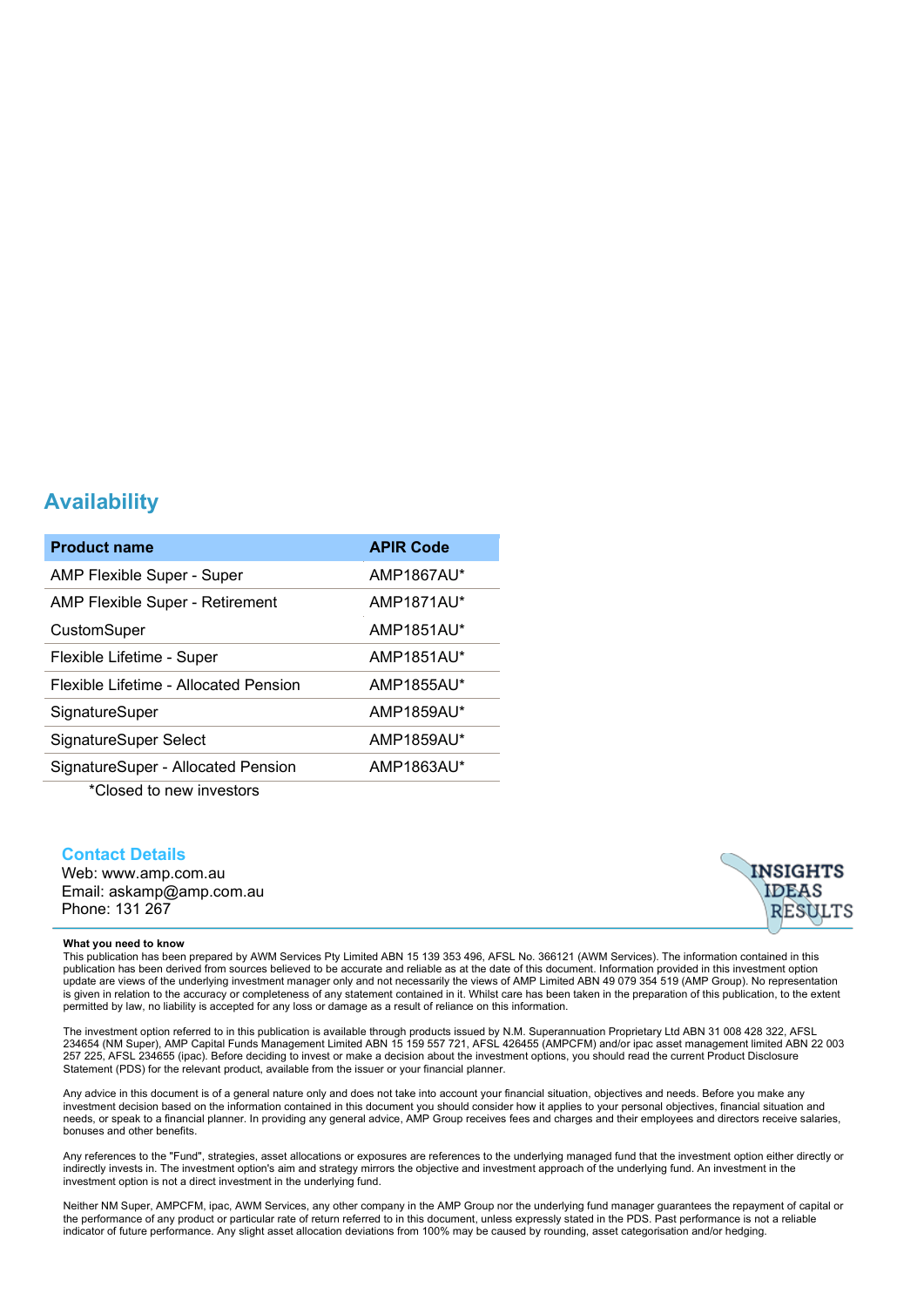## Availability

| Product name | APIR Code |
| --- | --- |
| AMP Flexible Super - Super | AMP1867AU* |
| AMP Flexible Super - Retirement | AMP1871AU* |
| CustomSuper | AMP1851AU* |
| Flexible Lifetime - Super | AMP1851AU* |
| Flexible Lifetime - Allocated Pension | AMP1855AU* |
| SignatureSuper | AMP1859AU* |
| SignatureSuper Select | AMP1859AU* |
| SignatureSuper - Allocated Pension | AMP1863AU* |

*Closed to new investors

### Contact Details

Web: www.amp.com.au
Email: askamp@amp.com.au
Phone: 131 267

INSIGHTS
IDEAS
RESULTS

**What you need to know**

This publication has been prepared by AWM Services Pty Limited ABN 15 139 353 496, AFSL No. 366121 (AWM Services). The information contained in this publication has been derived from sources believed to be accurate and reliable as at the date of this document. Information provided in this investment option update are views of the underlying investment manager only and not necessarily the views of AMP Limited ABN 49 079 354 519 (AMP Group). No representation is given in relation to the accuracy or completeness of any statement contained in it. Whilst care has been taken in the preparation of this publication, to the extent permitted by law, no liability is accepted for any loss or damage as a result of reliance on this information.

The investment option referred to in this publication is available through products issued by N.M. Superannuation Proprietary Ltd ABN 31 008 428 322, AFSL 234654 (NM Super), AMP Capital Funds Management Limited ABN 15 159 557 721, AFSL 426455 (AMPCFM) and/or ipac asset management limited ABN 22 003 257 225, AFSL 234655 (ipac). Before deciding to invest or make a decision about the investment options, you should read the current Product Disclosure Statement (PDS) for the relevant product, available from the issuer or your financial planner.

Any advice in this document is of a general nature only and does not take into account your financial situation, objectives and needs. Before you make any investment decision based on the information contained in this document you should consider how it applies to your personal objectives, financial situation and needs, or speak to a financial planner. In providing any general advice, AMP Group receives fees and charges and their employees and directors receive salaries, bonuses and other benefits.

Any references to the "Fund", strategies, asset allocations or exposures are references to the underlying managed fund that the investment option either directly or indirectly invests in. The investment option's aim and strategy mirrors the objective and investment approach of the underlying fund. An investment in the investment option is not a direct investment in the underlying fund.

Neither NM Super, AMPCFM, ipac, AWM Services, any other company in the AMP Group nor the underlying fund manager guarantees the repayment of capital or the performance of any product or particular rate of return referred to in this document, unless expressly stated in the PDS. Past performance is not a reliable indicator of future performance. Any slight asset allocation deviations from 100% may be caused by rounding, asset categorisation and/or hedging.